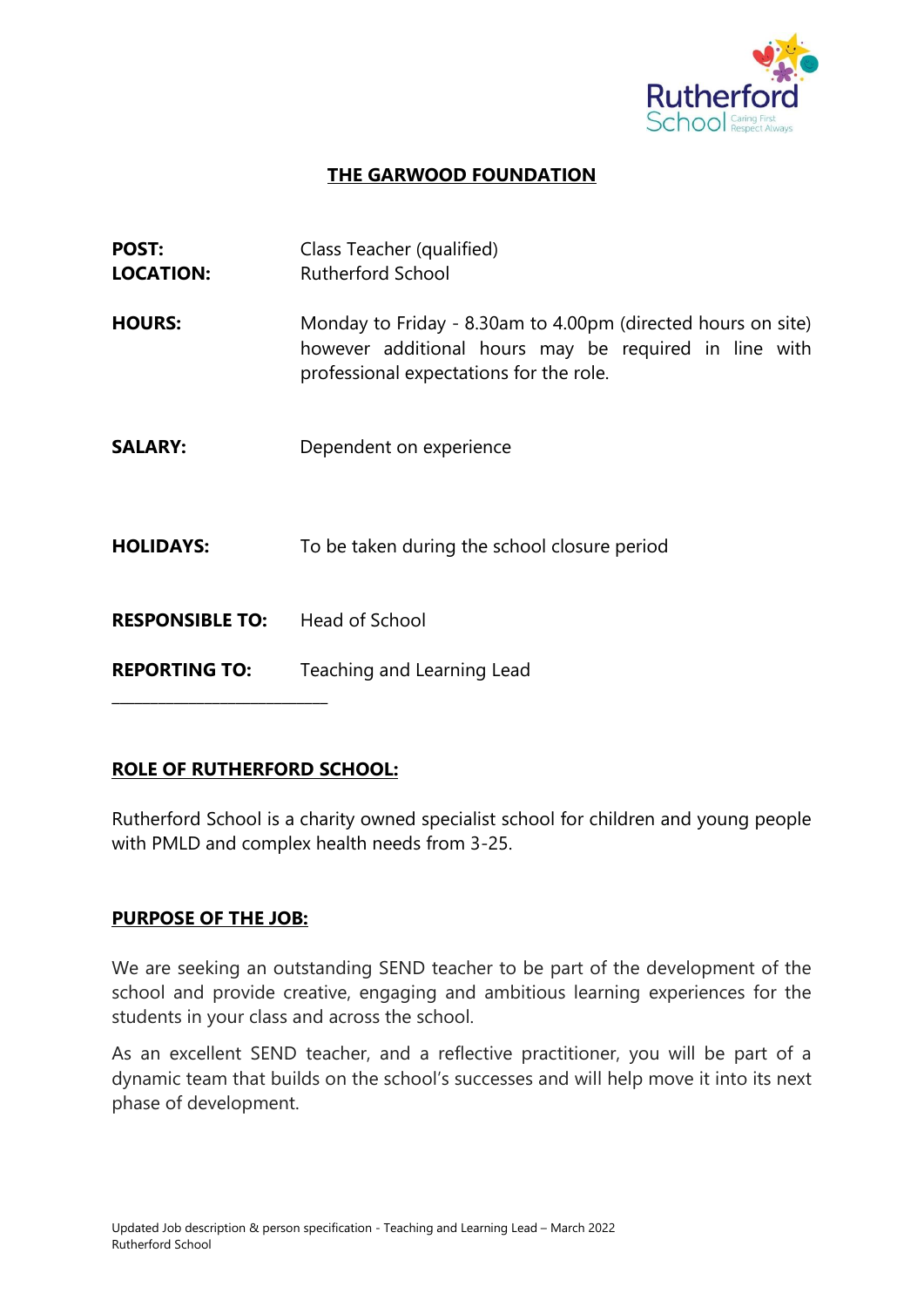## THE GARWOOD FOUNDATION

**POST:** Class Teacher (qualified)
**LOCATION:** Rutherford School

**HOURS:** Monday to Friday - 8.30am to 4.00pm (directed hours on site) however additional hours may be required in line with professional expectations for the role.

**SALARY:** Dependent on experience

**HOLIDAYS:** To be taken during the school closure period

**RESPONSIBLE TO:** Head of School

**REPORTING TO:** Teaching and Learning Lead

---

## ROLE OF RUTHERFORD SCHOOL:

Rutherford School is a charity owned specialist school for children and young people with PMLD and complex health needs from 3-25.

## PURPOSE OF THE JOB:

We are seeking an outstanding SEND teacher to be part of the development of the school and provide creative, engaging and ambitious learning experiences for the students in your class and across the school.

As an excellent SEND teacher, and a reflective practitioner, you will be part of a dynamic team that builds on the school's successes and will help move it into its next phase of development.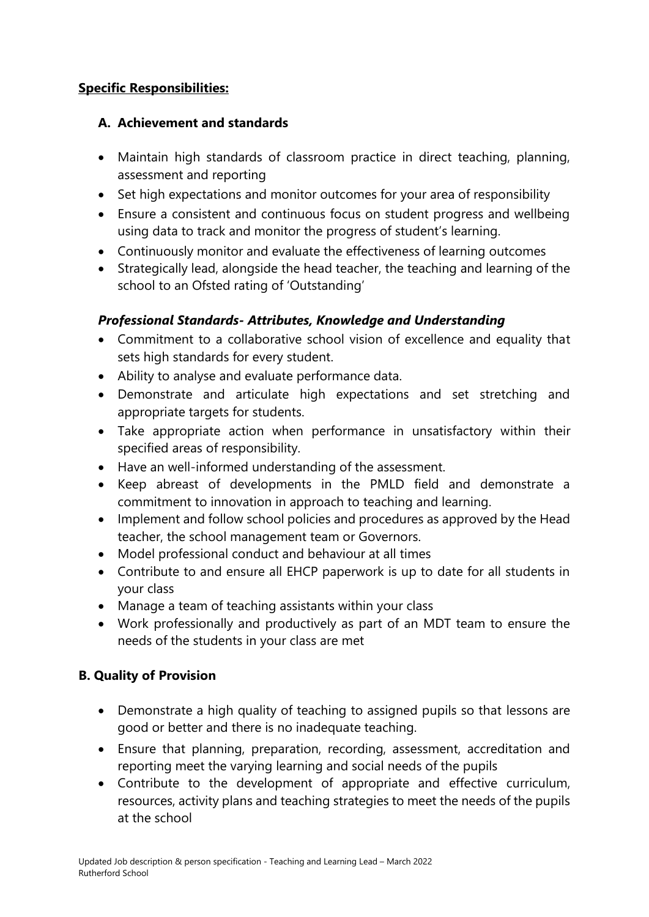**Specific Responsibilities:**

## A. Achievement and standards

- Maintain high standards of classroom practice in direct teaching, planning, assessment and reporting
- Set high expectations and monitor outcomes for your area of responsibility
- Ensure a consistent and continuous focus on student progress and wellbeing using data to track and monitor the progress of student's learning.
- Continuously monitor and evaluate the effectiveness of learning outcomes
- Strategically lead, alongside the head teacher, the teaching and learning of the school to an Ofsted rating of 'Outstanding'

### *Professional Standards- Attributes, Knowledge and Understanding*

- Commitment to a collaborative school vision of excellence and equality that sets high standards for every student.
- Ability to analyse and evaluate performance data.
- Demonstrate and articulate high expectations and set stretching and appropriate targets for students.
- Take appropriate action when performance in unsatisfactory within their specified areas of responsibility.
- Have an well-informed understanding of the assessment.
- Keep abreast of developments in the PMLD field and demonstrate a commitment to innovation in approach to teaching and learning.
- Implement and follow school policies and procedures as approved by the Head teacher, the school management team or Governors.
- Model professional conduct and behaviour at all times
- Contribute to and ensure all EHCP paperwork is up to date for all students in your class
- Manage a team of teaching assistants within your class
- Work professionally and productively as part of an MDT team to ensure the needs of the students in your class are met

## B. Quality of Provision

- Demonstrate a high quality of teaching to assigned pupils so that lessons are good or better and there is no inadequate teaching.
- Ensure that planning, preparation, recording, assessment, accreditation and reporting meet the varying learning and social needs of the pupils
- Contribute to the development of appropriate and effective curriculum, resources, activity plans and teaching strategies to meet the needs of the pupils at the school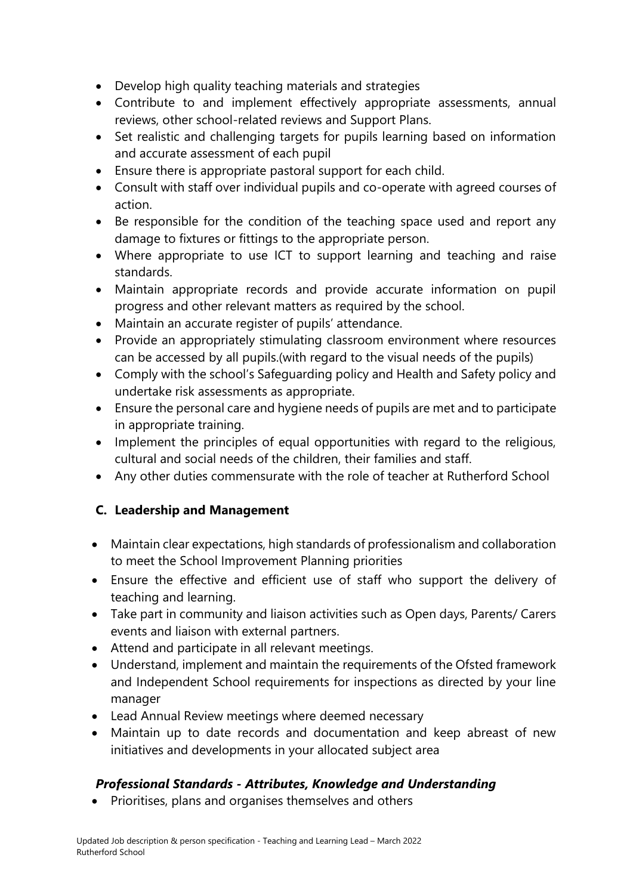- Develop high quality teaching materials and strategies
- Contribute to and implement effectively appropriate assessments, annual reviews, other school-related reviews and Support Plans.
- Set realistic and challenging targets for pupils learning based on information and accurate assessment of each pupil
- Ensure there is appropriate pastoral support for each child.
- Consult with staff over individual pupils and co-operate with agreed courses of action.
- Be responsible for the condition of the teaching space used and report any damage to fixtures or fittings to the appropriate person.
- Where appropriate to use ICT to support learning and teaching and raise standards.
- Maintain appropriate records and provide accurate information on pupil progress and other relevant matters as required by the school.
- Maintain an accurate register of pupils' attendance.
- Provide an appropriately stimulating classroom environment where resources can be accessed by all pupils.(with regard to the visual needs of the pupils)
- Comply with the school's Safeguarding policy and Health and Safety policy and undertake risk assessments as appropriate.
- Ensure the personal care and hygiene needs of pupils are met and to participate in appropriate training.
- Implement the principles of equal opportunities with regard to the religious, cultural and social needs of the children, their families and staff.
- Any other duties commensurate with the role of teacher at Rutherford School

### C. Leadership and Management

- Maintain clear expectations, high standards of professionalism and collaboration to meet the School Improvement Planning priorities
- Ensure the effective and efficient use of staff who support the delivery of teaching and learning.
- Take part in community and liaison activities such as Open days, Parents/ Carers events and liaison with external partners.
- Attend and participate in all relevant meetings.
- Understand, implement and maintain the requirements of the Ofsted framework and Independent School requirements for inspections as directed by your line manager
- Lead Annual Review meetings where deemed necessary
- Maintain up to date records and documentation and keep abreast of new initiatives and developments in your allocated subject area

### *Professional Standards - Attributes, Knowledge and Understanding*

- Prioritises, plans and organises themselves and others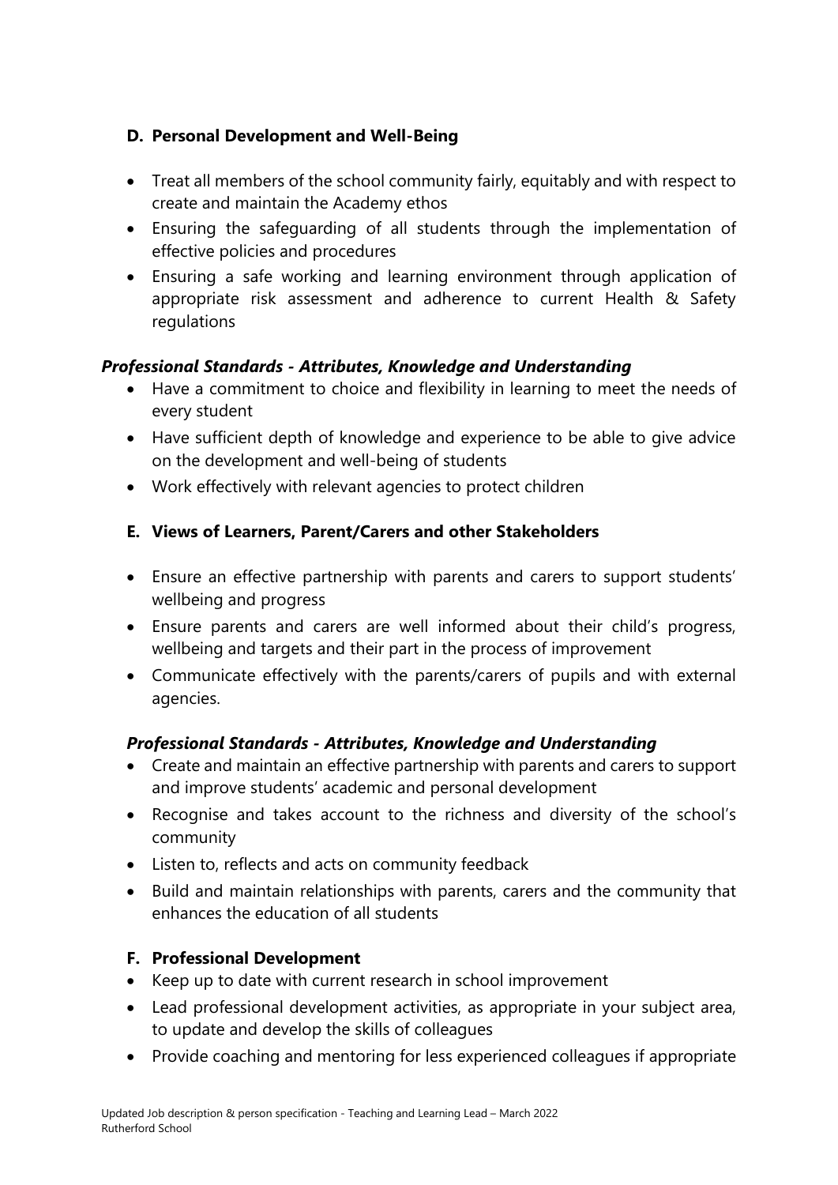### D. Personal Development and Well-Being

- Treat all members of the school community fairly, equitably and with respect to create and maintain the Academy ethos
- Ensuring the safeguarding of all students through the implementation of effective policies and procedures
- Ensuring a safe working and learning environment through application of appropriate risk assessment and adherence to current Health & Safety regulations

***Professional Standards - Attributes, Knowledge and Understanding***

- Have a commitment to choice and flexibility in learning to meet the needs of every student
- Have sufficient depth of knowledge and experience to be able to give advice on the development and well-being of students
- Work effectively with relevant agencies to protect children

### E. Views of Learners, Parent/Carers and other Stakeholders

- Ensure an effective partnership with parents and carers to support students' wellbeing and progress
- Ensure parents and carers are well informed about their child's progress, wellbeing and targets and their part in the process of improvement
- Communicate effectively with the parents/carers of pupils and with external agencies.

***Professional Standards - Attributes, Knowledge and Understanding***

- Create and maintain an effective partnership with parents and carers to support and improve students' academic and personal development
- Recognise and takes account to the richness and diversity of the school's community
- Listen to, reflects and acts on community feedback
- Build and maintain relationships with parents, carers and the community that enhances the education of all students

### F. Professional Development

- Keep up to date with current research in school improvement
- Lead professional development activities, as appropriate in your subject area, to update and develop the skills of colleagues
- Provide coaching and mentoring for less experienced colleagues if appropriate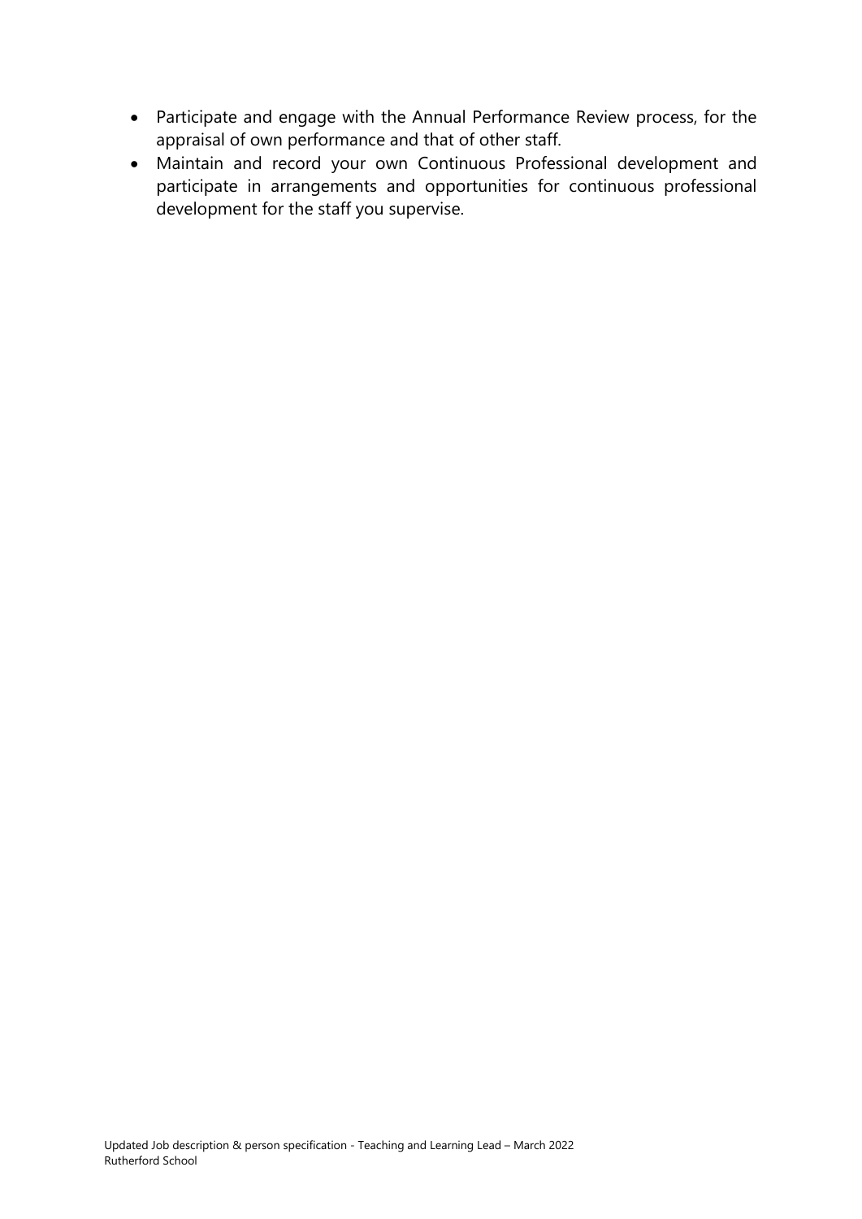- Participate and engage with the Annual Performance Review process, for the appraisal of own performance and that of other staff.
- Maintain and record your own Continuous Professional development and participate in arrangements and opportunities for continuous professional development for the staff you supervise.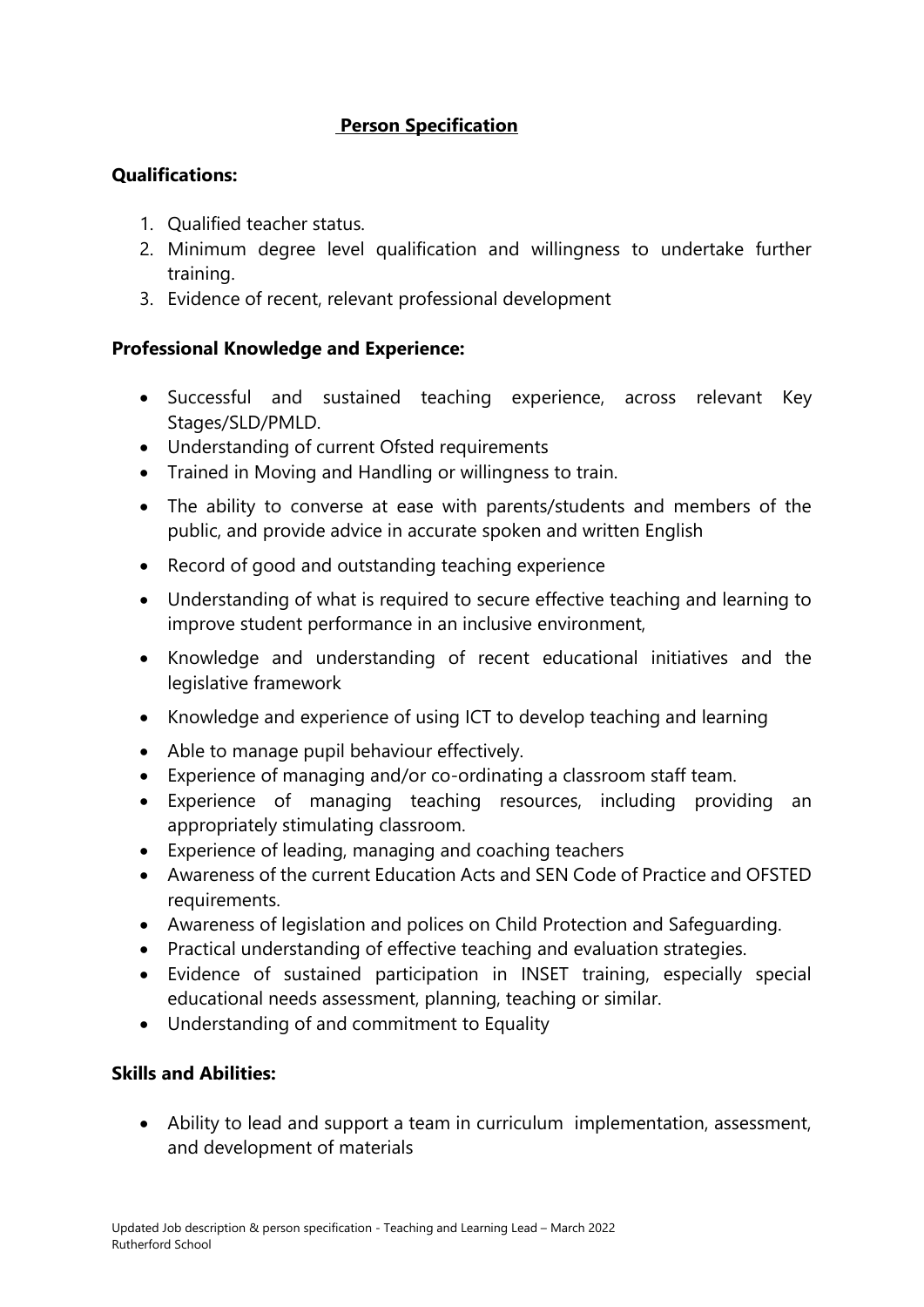## Person Specification

### Qualifications:

1. Qualified teacher status.
2. Minimum degree level qualification and willingness to undertake further training.
3. Evidence of recent, relevant professional development

### Professional Knowledge and Experience:

- Successful and sustained teaching experience, across relevant Key Stages/SLD/PMLD.
- Understanding of current Ofsted requirements
- Trained in Moving and Handling or willingness to train.
- The ability to converse at ease with parents/students and members of the public, and provide advice in accurate spoken and written English
- Record of good and outstanding teaching experience
- Understanding of what is required to secure effective teaching and learning to improve student performance in an inclusive environment,
- Knowledge and understanding of recent educational initiatives and the legislative framework
- Knowledge and experience of using ICT to develop teaching and learning
- Able to manage pupil behaviour effectively.
- Experience of managing and/or co-ordinating a classroom staff team.
- Experience of managing teaching resources, including providing an appropriately stimulating classroom.
- Experience of leading, managing and coaching teachers
- Awareness of the current Education Acts and SEN Code of Practice and OFSTED requirements.
- Awareness of legislation and polices on Child Protection and Safeguarding.
- Practical understanding of effective teaching and evaluation strategies.
- Evidence of sustained participation in INSET training, especially special educational needs assessment, planning, teaching or similar.
- Understanding of and commitment to Equality

### Skills and Abilities:

- Ability to lead and support a team in curriculum implementation, assessment, and development of materials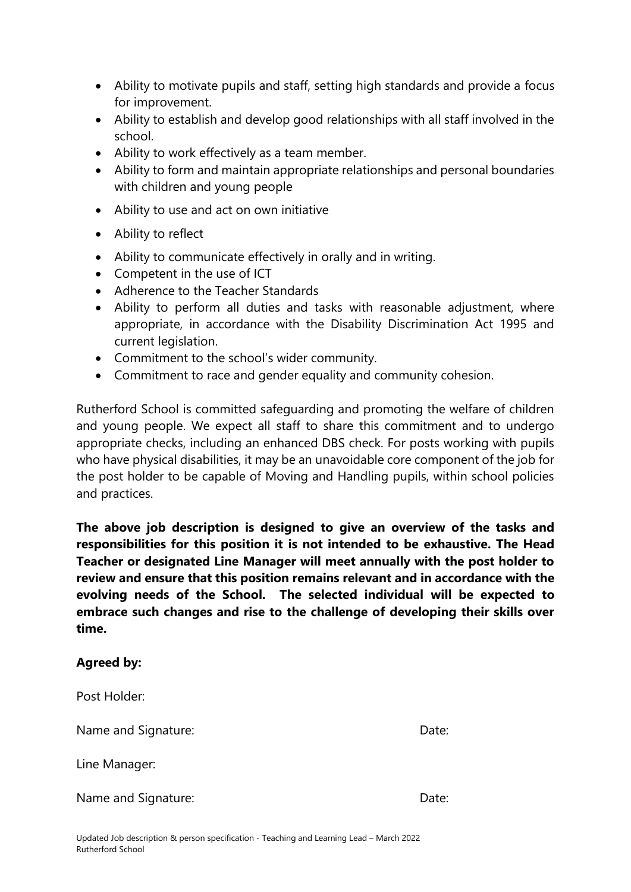- Ability to motivate pupils and staff, setting high standards and provide a focus for improvement.
- Ability to establish and develop good relationships with all staff involved in the school.
- Ability to work effectively as a team member.
- Ability to form and maintain appropriate relationships and personal boundaries with children and young people
- Ability to use and act on own initiative
- Ability to reflect
- Ability to communicate effectively in orally and in writing.
- Competent in the use of ICT
- Adherence to the Teacher Standards
- Ability to perform all duties and tasks with reasonable adjustment, where appropriate, in accordance with the Disability Discrimination Act 1995 and current legislation.
- Commitment to the school's wider community.
- Commitment to race and gender equality and community cohesion.

Rutherford School is committed safeguarding and promoting the welfare of children and young people. We expect all staff to share this commitment and to undergo appropriate checks, including an enhanced DBS check. For posts working with pupils who have physical disabilities, it may be an unavoidable core component of the job for the post holder to be capable of Moving and Handling pupils, within school policies and practices.

**The above job description is designed to give an overview of the tasks and responsibilities for this position it is not intended to be exhaustive. The Head Teacher or designated Line Manager will meet annually with the post holder to review and ensure that this position remains relevant and in accordance with the evolving needs of the School. The selected individual will be expected to embrace such changes and rise to the challenge of developing their skills over time.**

**Agreed by:**

Post Holder:

Name and Signature: Date:

Line Manager:

Name and Signature: Date: